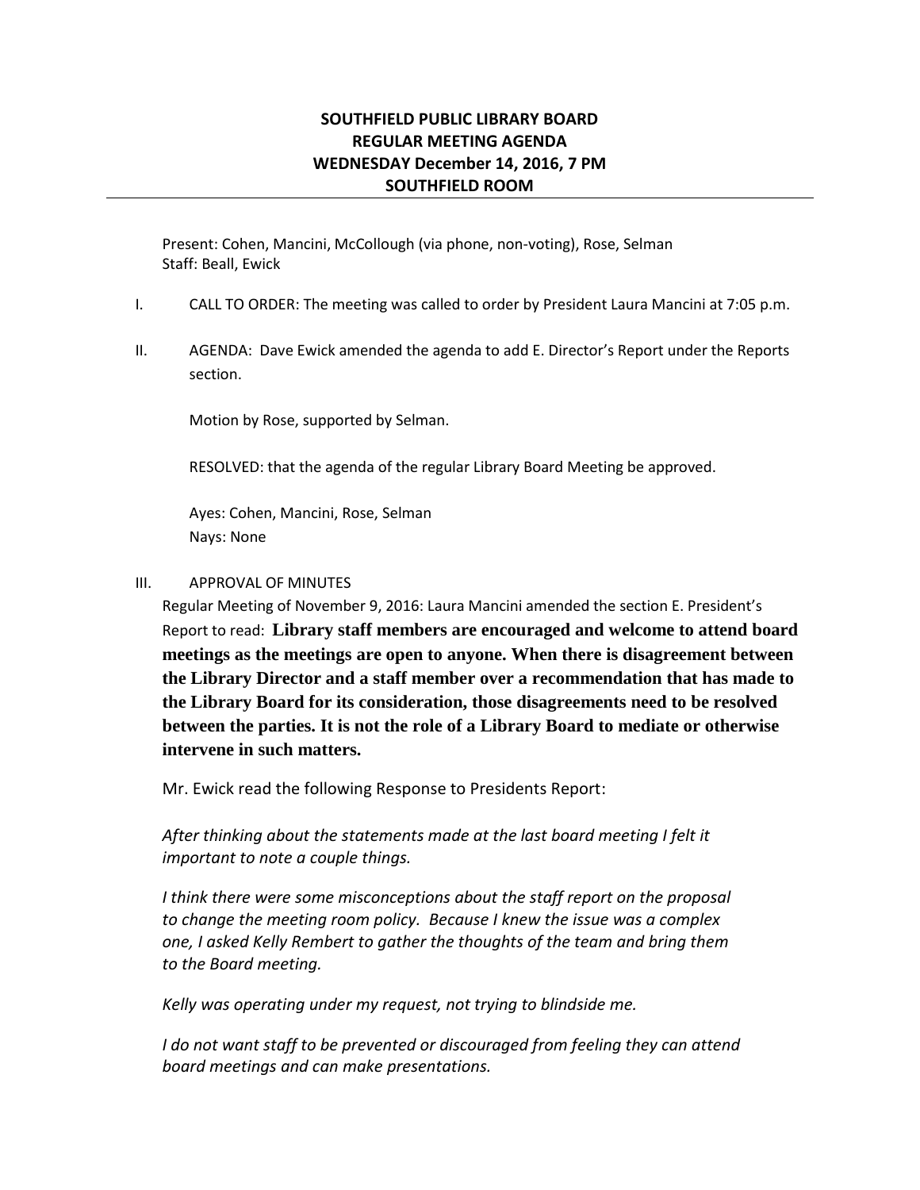# SOUTHFIELD PUBLIC LIBRARY BOARD
## REGULAR MEETING AGENDA
## WEDNESDAY December 14, 2016, 7 PM
## SOUTHFIELD ROOM

Present: Cohen, Mancini, McCollough (via phone, non-voting), Rose, Selman
Staff: Beall, Ewick

I. CALL TO ORDER: The meeting was called to order by President Laura Mancini at 7:05 p.m.

II. AGENDA: Dave Ewick amended the agenda to add E. Director's Report under the Reports section.

Motion by Rose, supported by Selman.

RESOLVED: that the agenda of the regular Library Board Meeting be approved.

Ayes: Cohen, Mancini, Rose, Selman
Nays: None

III. APPROVAL OF MINUTES

Regular Meeting of November 9, 2016: Laura Mancini amended the section E. President's Report to read: **Library staff members are encouraged and welcome to attend board meetings as the meetings are open to anyone. When there is disagreement between the Library Director and a staff member over a recommendation that has made to the Library Board for its consideration, those disagreements need to be resolved between the parties. It is not the role of a Library Board to mediate or otherwise intervene in such matters.**

Mr. Ewick read the following Response to Presidents Report:

*After thinking about the statements made at the last board meeting I felt it important to note a couple things.*

*I think there were some misconceptions about the staff report on the proposal to change the meeting room policy. Because I knew the issue was a complex one, I asked Kelly Rembert to gather the thoughts of the team and bring them to the Board meeting.*

*Kelly was operating under my request, not trying to blindside me.*

*I do not want staff to be prevented or discouraged from feeling they can attend board meetings and can make presentations.*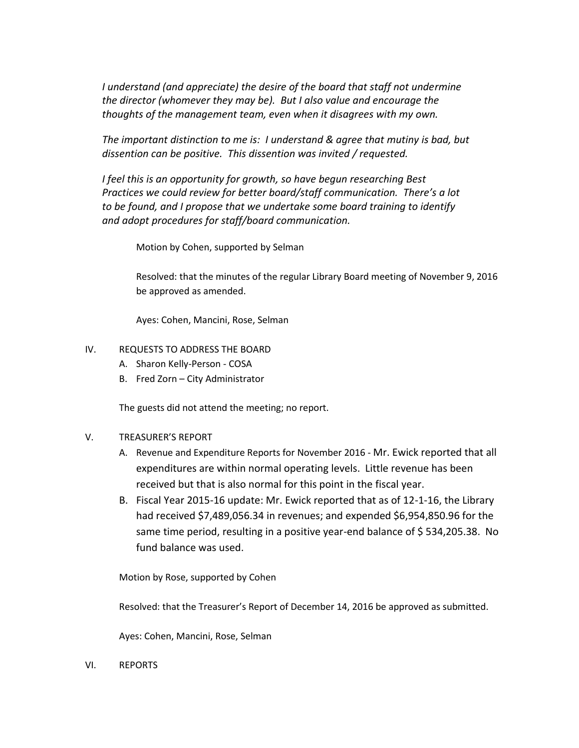*I understand (and appreciate) the desire of the board that staff not undermine the director (whomever they may be). But I also value and encourage the thoughts of the management team, even when it disagrees with my own.*

*The important distinction to me is: I understand & agree that mutiny is bad, but dissention can be positive. This dissention was invited / requested.*

*I feel this is an opportunity for growth, so have begun researching Best Practices we could review for better board/staff communication. There's a lot to be found, and I propose that we undertake some board training to identify and adopt procedures for staff/board communication.*

Motion by Cohen, supported by Selman

Resolved: that the minutes of the regular Library Board meeting of November 9, 2016 be approved as amended.

Ayes: Cohen, Mancini, Rose, Selman

IV. REQUESTS TO ADDRESS THE BOARD

A. Sharon Kelly-Person - COSA
B. Fred Zorn – City Administrator

The guests did not attend the meeting; no report.

V. TREASURER'S REPORT

A. Revenue and Expenditure Reports for November 2016 - Mr. Ewick reported that all expenditures are within normal operating levels. Little revenue has been received but that is also normal for this point in the fiscal year.
B. Fiscal Year 2015-16 update: Mr. Ewick reported that as of 12-1-16, the Library had received $7,489,056.34 in revenues; and expended $6,954,850.96 for the same time period, resulting in a positive year-end balance of $ 534,205.38. No fund balance was used.

Motion by Rose, supported by Cohen

Resolved: that the Treasurer's Report of December 14, 2016 be approved as submitted.

Ayes: Cohen, Mancini, Rose, Selman

VI. REPORTS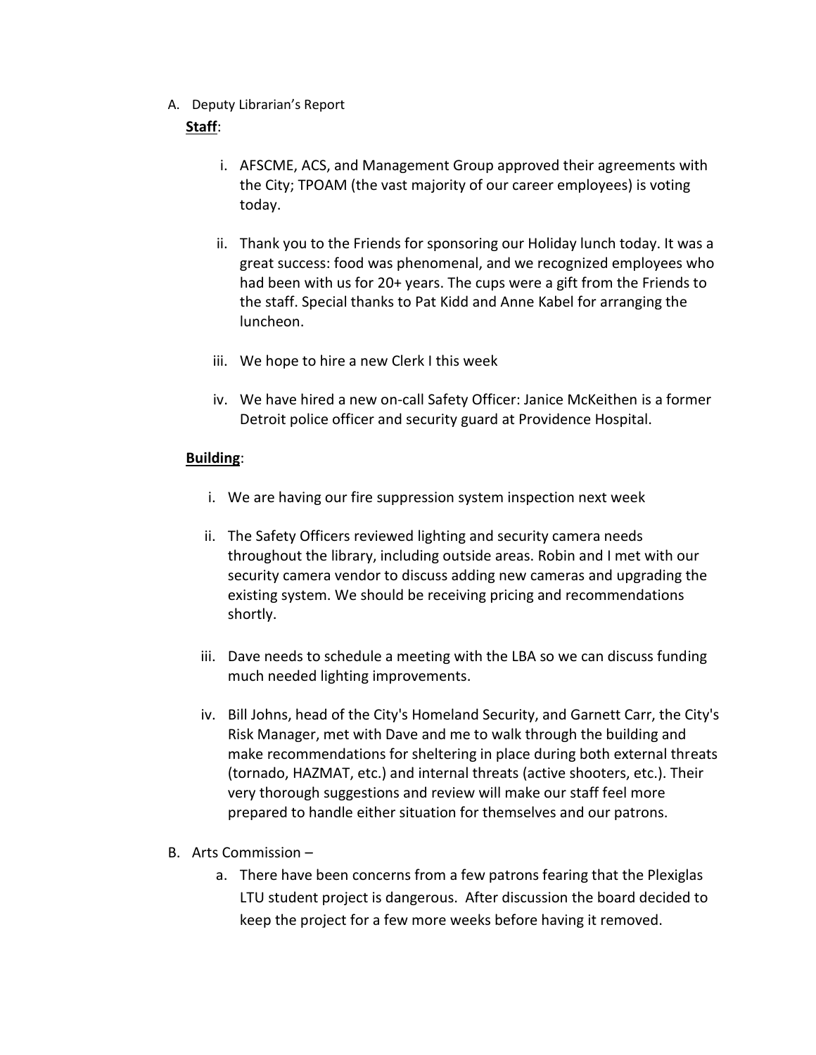A. Deputy Librarian's Report

**Staff**:

i. AFSCME, ACS, and Management Group approved their agreements with the City; TPOAM (the vast majority of our career employees) is voting today.

ii. Thank you to the Friends for sponsoring our Holiday lunch today. It was a great success: food was phenomenal, and we recognized employees who had been with us for 20+ years. The cups were a gift from the Friends to the staff. Special thanks to Pat Kidd and Anne Kabel for arranging the luncheon.

iii. We hope to hire a new Clerk I this week

iv. We have hired a new on-call Safety Officer: Janice McKeithen is a former Detroit police officer and security guard at Providence Hospital.

**Building**:

i. We are having our fire suppression system inspection next week

ii. The Safety Officers reviewed lighting and security camera needs throughout the library, including outside areas. Robin and I met with our security camera vendor to discuss adding new cameras and upgrading the existing system. We should be receiving pricing and recommendations shortly.

iii. Dave needs to schedule a meeting with the LBA so we can discuss funding much needed lighting improvements.

iv. Bill Johns, head of the City's Homeland Security, and Garnett Carr, the City's Risk Manager, met with Dave and me to walk through the building and make recommendations for sheltering in place during both external threats (tornado, HAZMAT, etc.) and internal threats (active shooters, etc.). Their very thorough suggestions and review will make our staff feel more prepared to handle either situation for themselves and our patrons.

B. Arts Commission –

a. There have been concerns from a few patrons fearing that the Plexiglas LTU student project is dangerous. After discussion the board decided to keep the project for a few more weeks before having it removed.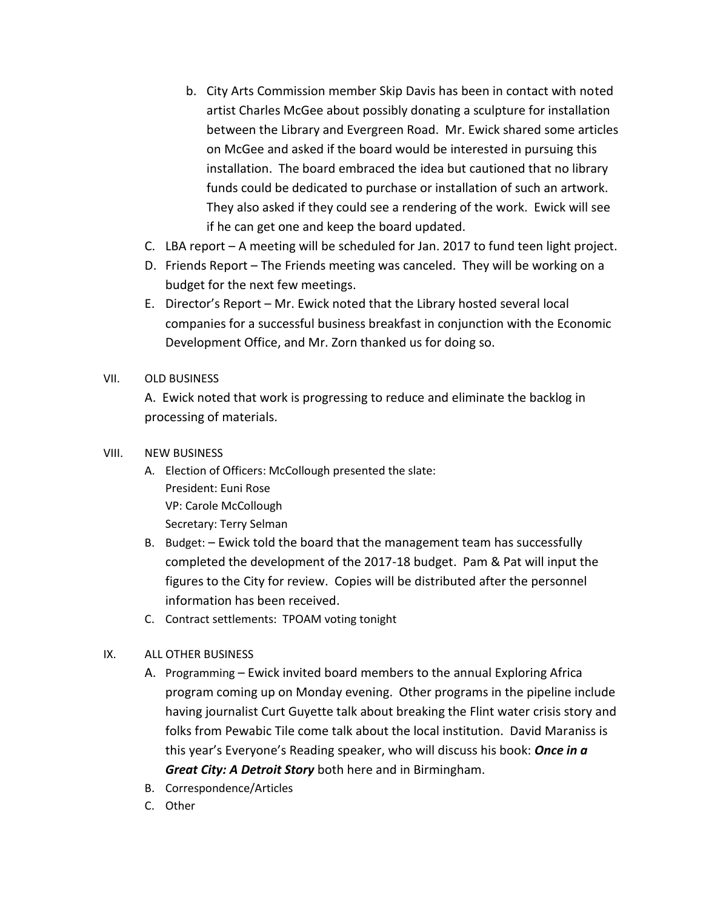b. City Arts Commission member Skip Davis has been in contact with noted artist Charles McGee about possibly donating a sculpture for installation between the Library and Evergreen Road. Mr. Ewick shared some articles on McGee and asked if the board would be interested in pursuing this installation. The board embraced the idea but cautioned that no library funds could be dedicated to purchase or installation of such an artwork. They also asked if they could see a rendering of the work. Ewick will see if he can get one and keep the board updated.

C. LBA report – A meeting will be scheduled for Jan. 2017 to fund teen light project.

D. Friends Report – The Friends meeting was canceled. They will be working on a budget for the next few meetings.

E. Director's Report – Mr. Ewick noted that the Library hosted several local companies for a successful business breakfast in conjunction with the Economic Development Office, and Mr. Zorn thanked us for doing so.

VII. OLD BUSINESS

A. Ewick noted that work is progressing to reduce and eliminate the backlog in processing of materials.

VIII. NEW BUSINESS

A. Election of Officers: McCollough presented the slate:
   President: Euni Rose
   VP: Carole McCollough
   Secretary: Terry Selman

B. Budget: – Ewick told the board that the management team has successfully completed the development of the 2017-18 budget. Pam & Pat will input the figures to the City for review. Copies will be distributed after the personnel information has been received.

C. Contract settlements: TPOAM voting tonight

IX. ALL OTHER BUSINESS

A. Programming – Ewick invited board members to the annual Exploring Africa program coming up on Monday evening. Other programs in the pipeline include having journalist Curt Guyette talk about breaking the Flint water crisis story and folks from Pewabic Tile come talk about the local institution. David Maraniss is this year's Everyone's Reading speaker, who will discuss his book: ***Once in a Great City: A Detroit Story*** both here and in Birmingham.

B. Correspondence/Articles

C. Other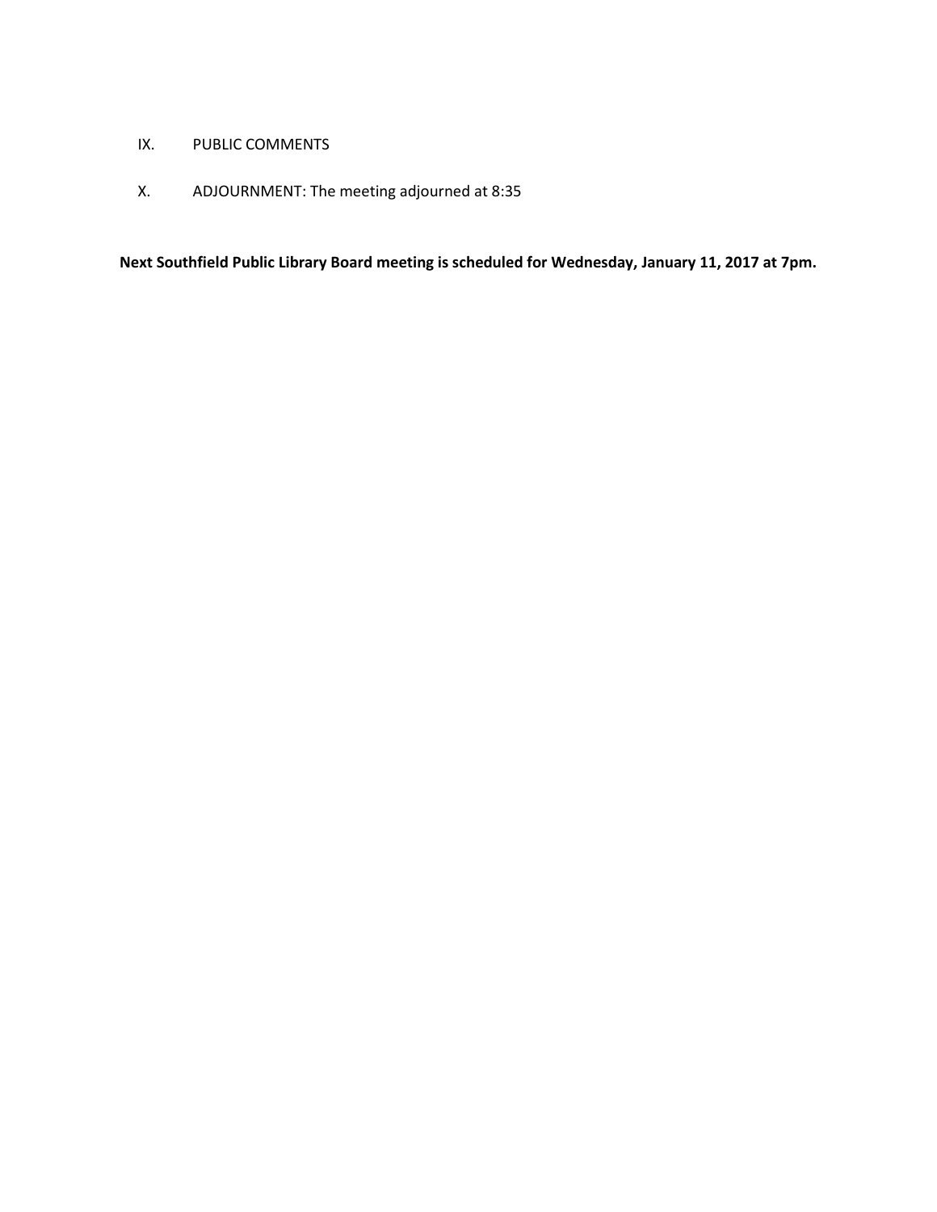IX. PUBLIC COMMENTS

X. ADJOURNMENT: The meeting adjourned at 8:35

**Next Southfield Public Library Board meeting is scheduled for Wednesday, January 11, 2017 at 7pm.**